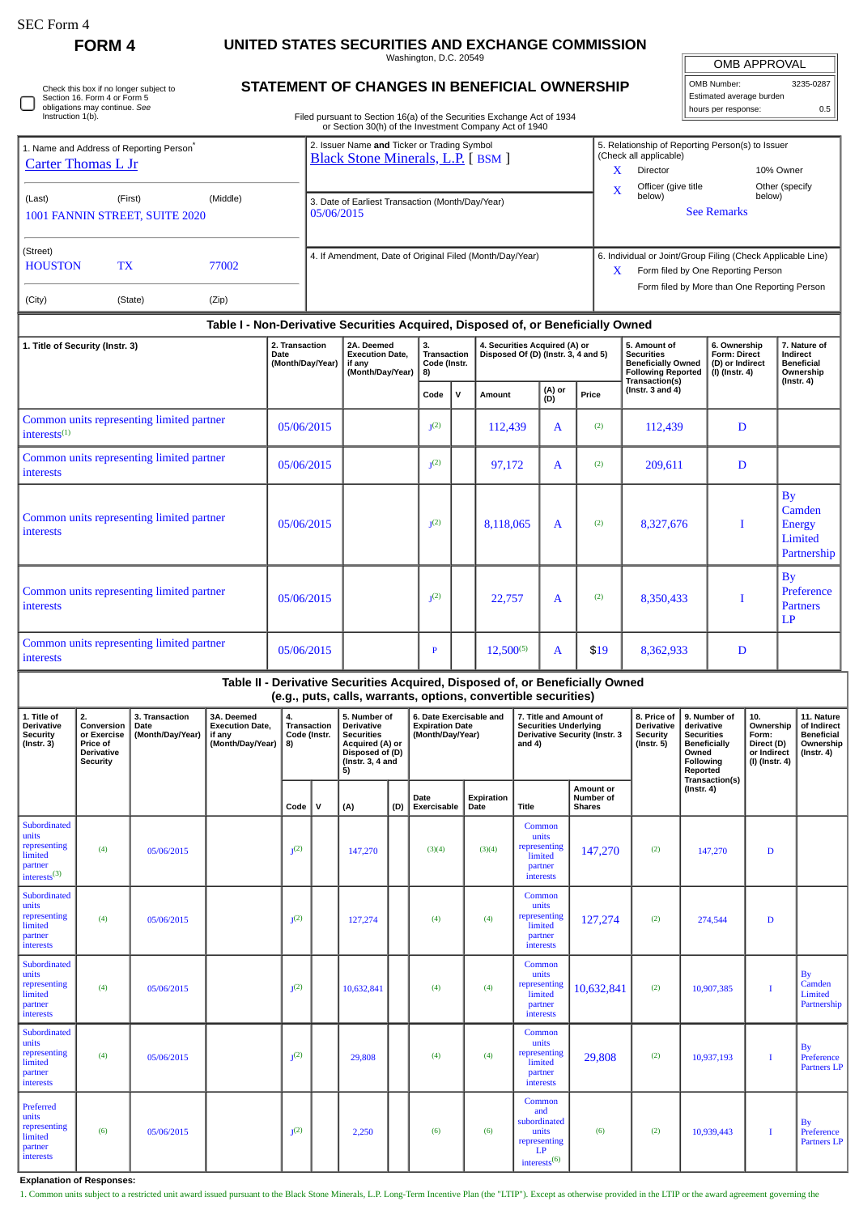SEC Form 4

**FORM 4**

# UNITED STATES SECURITIES AND EXCHANGE COMMISSION

Washington, D.C. 20549

## STATEMENT OF CHANGES IN BENEFICIAL OWNERSHIP

Filed pursuant to Section 16(a) of the Securities Exchange Act of 1934 or Section 30(h) of the Investment Company Act of 1940

| OMB APPROVAL | |
|---|---|
| OMB Number: | 3235-0287 |
| Estimated average burden | |
| hours per response: | 0.5 |

☐ Check this box if no longer subject to Section 16. Form 4 or Form 5 obligations may continue. *See* Instruction 1(b).

1. Name and Address of Reporting Person*
Carter Thomas L Jr

(Last) (First) (Middle)
1001 FANNIN STREET, SUITE 2020

(Street)
HOUSTON TX 77002

(City) (State) (Zip)

2. Issuer Name **and** Ticker or Trading Symbol
Black Stone Minerals, L.P. [ BSM ]

3. Date of Earliest Transaction (Month/Day/Year)
05/06/2015

4. If Amendment, Date of Original Filed (Month/Day/Year)

5. Relationship of Reporting Person(s) to Issuer (Check all applicable)
X Director
10% Owner
X Officer (give title below)
Other (specify below)
See Remarks

6. Individual or Joint/Group Filing (Check Applicable Line)
X Form filed by One Reporting Person
Form filed by More than One Reporting Person

### Table I - Non-Derivative Securities Acquired, Disposed of, or Beneficially Owned

| 1. Title of Security (Instr. 3) | 2. Transaction Date (Month/Day/Year) | 2A. Deemed Execution Date, if any (Month/Day/Year) | 3. Transaction Code (Instr. 8) | | 4. Securities Acquired (A) or Disposed Of (D) (Instr. 3, 4 and 5) | | | 5. Amount of Securities Beneficially Owned Following Reported Transaction(s) (Instr. 3 and 4) | 6. Ownership Form: Direct (D) or Indirect (I) (Instr. 4) | 7. Nature of Indirect Beneficial Ownership (Instr. 4) |
|---|---|---|---|---|---|---|---|---|---|---|
| | | | Code | V | Amount | (A) or (D) | Price | | | |
| Common units representing limited partner interests(1) | 05/06/2015 | | J(2) | | 112,439 | A | (2) | 112,439 | D | |
| Common units representing limited partner interests | 05/06/2015 | | J(2) | | 97,172 | A | (2) | 209,611 | D | |
| Common units representing limited partner interests | 05/06/2015 | | J(2) | | 8,118,065 | A | (2) | 8,327,676 | I | By Camden Energy Limited Partnership |
| Common units representing limited partner interests | 05/06/2015 | | J(2) | | 22,757 | A | (2) | 8,350,433 | I | By Preference Partners LP |
| Common units representing limited partner interests | 05/06/2015 | | P | | 12,500(5) | A | $19 | 8,362,933 | D | |

### Table II - Derivative Securities Acquired, Disposed of, or Beneficially Owned (e.g., puts, calls, warrants, options, convertible securities)

| 1. Title of Derivative Security (Instr. 3) | 2. Conversion or Exercise Price of Derivative Security | 3. Transaction Date (Month/Day/Year) | 3A. Deemed Execution Date, if any (Month/Day/Year) | 4. Transaction Code (Instr. 8) | | 5. Number of Derivative Securities Acquired (A) or Disposed of (D) (Instr. 3, 4 and 5) | | 6. Date Exercisable and Expiration Date (Month/Day/Year) | | 7. Title and Amount of Securities Underlying Derivative Security (Instr. 3 and 4) | | 8. Price of Derivative Security (Instr. 5) | 9. Number of derivative Securities Beneficially Owned Following Reported Transaction(s) (Instr. 4) | 10. Ownership Form: Direct (D) or Indirect (I) (Instr. 4) | 11. Nature of Indirect Beneficial Ownership (Instr. 4) |
|---|---|---|---|---|---|---|---|---|---|---|---|---|---|---|---|
| | | | | Code | V | (A) | (D) | Date Exercisable | Expiration Date | Title | Amount or Number of Shares | | | | |
| Subordinated units representing limited partner interests(3) | (4) | 05/06/2015 | | J(2) | | 147,270 | | (3)(4) | (3)(4) | Common units representing limited partner interests | 147,270 | (2) | 147,270 | D | |
| Subordinated units representing limited partner interests | (4) | 05/06/2015 | | J(2) | | 127,274 | | (4) | (4) | Common units representing limited partner interests | 127,274 | (2) | 274,544 | D | |
| Subordinated units representing limited partner interests | (4) | 05/06/2015 | | J(2) | | 10,632,841 | | (4) | (4) | Common units representing limited partner interests | 10,632,841 | (2) | 10,907,385 | I | By Camden Limited Partnership |
| Subordinated units representing limited partner interests | (4) | 05/06/2015 | | J(2) | | 29,808 | | (4) | (4) | Common units representing limited partner interests | 29,808 | (2) | 10,937,193 | I | By Preference Partners LP |
| Preferred units representing limited partner interests | (6) | 05/06/2015 | | J(2) | | 2,250 | | (6) | (6) | Common and subordinated units representing LP interests(6) | (6) | (2) | 10,939,443 | I | By Preference Partners LP |

**Explanation of Responses:**

1. Common units subject to a restricted unit award issued pursuant to the Black Stone Minerals, L.P. Long-Term Incentive Plan (the "LTIP"). Except as otherwise provided in the LTIP or the award agreement governing the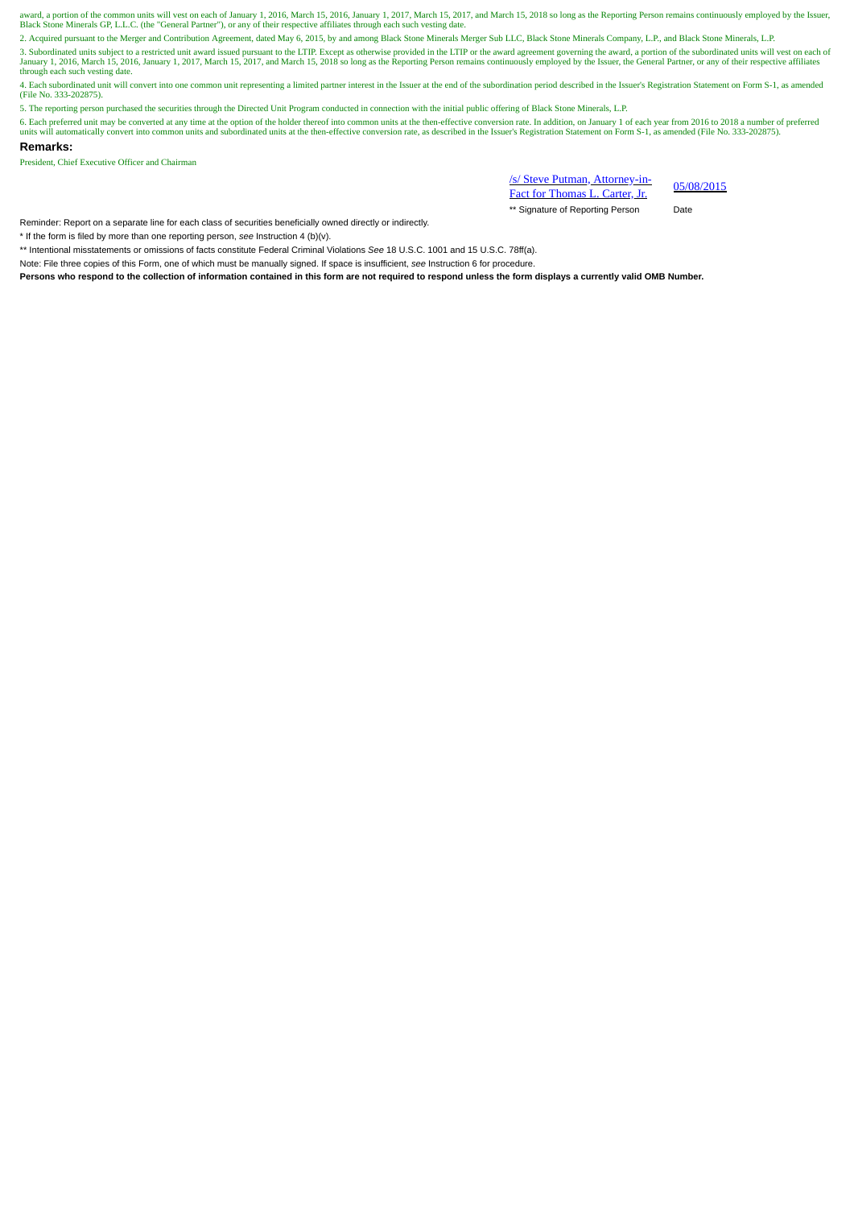award, a portion of the common units will vest on each of January 1, 2016, March 15, 2016, January 1, 2017, March 15, 2017, and March 15, 2018 so long as the Reporting Person remains continuously employed by the Issuer, Black Stone Minerals GP, L.L.C. (the "General Partner"), or any of their respective affiliates through each such vesting date.

2. Acquired pursuant to the Merger and Contribution Agreement, dated May 6, 2015, by and among Black Stone Minerals Merger Sub LLC, Black Stone Minerals Company, L.P., and Black Stone Minerals, L.P.

3. Subordinated units subject to a restricted unit award issued pursuant to the LTIP. Except as otherwise provided in the LTIP or the award agreement governing the award, a portion of the subordinated units will vest on each of January 1, 2016, March 15, 2016, January 1, 2017, March 15, 2017, and March 15, 2018 so long as the Reporting Person remains continuously employed by the Issuer, the General Partner, or any of their respective affiliates through each such vesting date.

4. Each subordinated unit will convert into one common unit representing a limited partner interest in the Issuer at the end of the subordination period described in the Issuer's Registration Statement on Form S-1, as amended (File No. 333-202875).

5. The reporting person purchased the securities through the Directed Unit Program conducted in connection with the initial public offering of Black Stone Minerals, L.P.

6. Each preferred unit may be converted at any time at the option of the holder thereof into common units at the then-effective conversion rate. In addition, on January 1 of each year from 2016 to 2018 a number of preferred units will automatically convert into common units and subordinated units at the then-effective conversion rate, as described in the Issuer's Registration Statement on Form S-1, as amended (File No. 333-202875).

**Remarks:**

President, Chief Executive Officer and Chairman

| | |
|---|---|
| /s/ Steve Putman, Attorney-in-Fact for Thomas L. Carter, Jr. | 05/08/2015 |
| ** Signature of Reporting Person | Date |

Reminder: Report on a separate line for each class of securities beneficially owned directly or indirectly.

* If the form is filed by more than one reporting person, *see* Instruction 4 (b)(v).

** Intentional misstatements or omissions of facts constitute Federal Criminal Violations *See* 18 U.S.C. 1001 and 15 U.S.C. 78ff(a).

Note: File three copies of this Form, one of which must be manually signed. If space is insufficient, *see* Instruction 6 for procedure.

**Persons who respond to the collection of information contained in this form are not required to respond unless the form displays a currently valid OMB Number.**